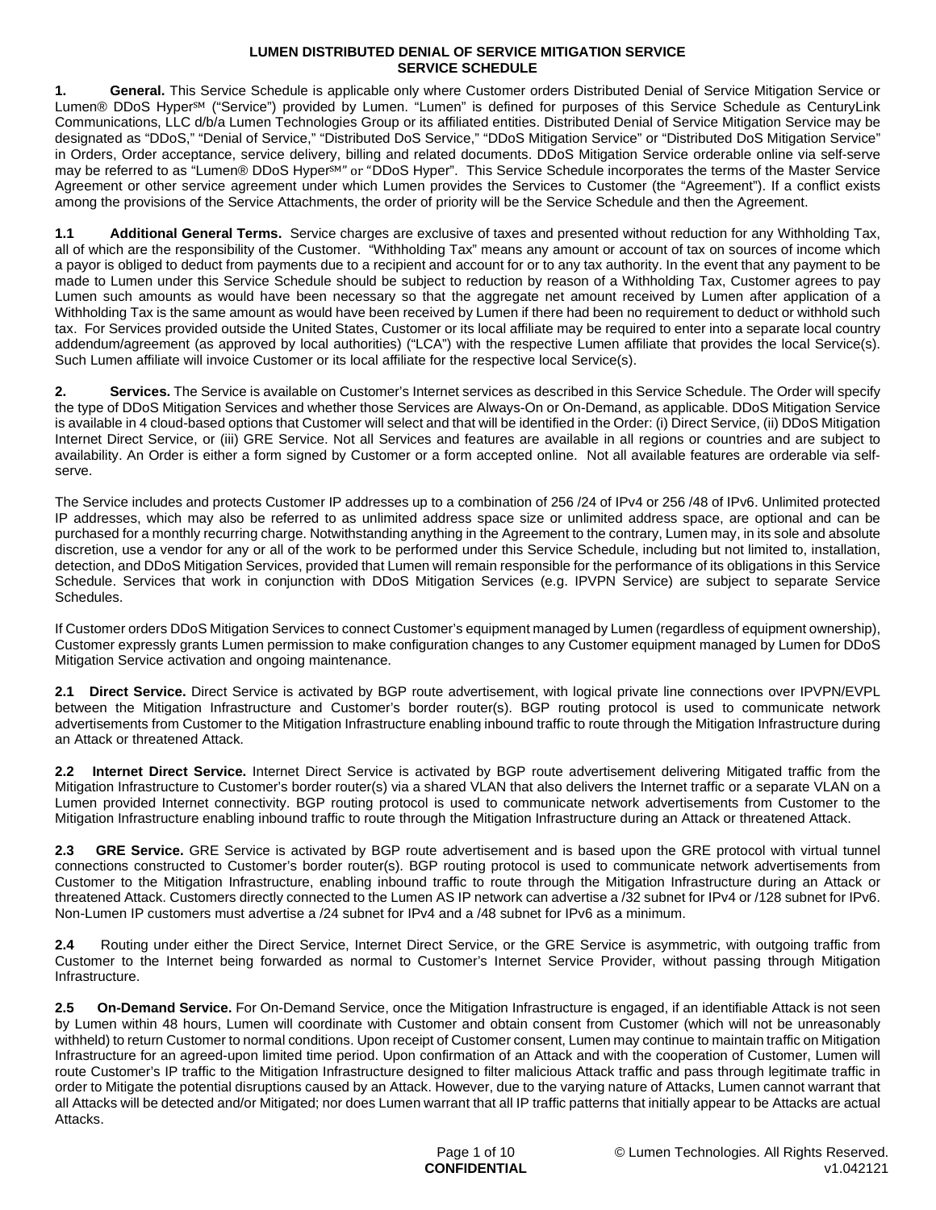# LUMEN DISTRIBUTED DENIAL OF SERVICE MITIGATION SERVICE
## SERVICE SCHEDULE

**1. General.** This Service Schedule is applicable only where Customer orders Distributed Denial of Service Mitigation Service or Lumen® DDoS Hyper℠ ("Service") provided by Lumen. "Lumen" is defined for purposes of this Service Schedule as CenturyLink Communications, LLC d/b/a Lumen Technologies Group or its affiliated entities. Distributed Denial of Service Mitigation Service may be designated as "DDoS," "Denial of Service," "Distributed DoS Service," "DDoS Mitigation Service" or "Distributed DoS Mitigation Service" in Orders, Order acceptance, service delivery, billing and related documents. DDoS Mitigation Service orderable online via self-serve may be referred to as "Lumen® DDoS Hyper℠" or "DDoS Hyper". This Service Schedule incorporates the terms of the Master Service Agreement or other service agreement under which Lumen provides the Services to Customer (the "Agreement"). If a conflict exists among the provisions of the Service Attachments, the order of priority will be the Service Schedule and then the Agreement.

**1.1 Additional General Terms.** Service charges are exclusive of taxes and presented without reduction for any Withholding Tax, all of which are the responsibility of the Customer. "Withholding Tax" means any amount or account of tax on sources of income which a payor is obliged to deduct from payments due to a recipient and account for or to any tax authority. In the event that any payment to be made to Lumen under this Service Schedule should be subject to reduction by reason of a Withholding Tax, Customer agrees to pay Lumen such amounts as would have been necessary so that the aggregate net amount received by Lumen after application of a Withholding Tax is the same amount as would have been received by Lumen if there had been no requirement to deduct or withhold such tax. For Services provided outside the United States, Customer or its local affiliate may be required to enter into a separate local country addendum/agreement (as approved by local authorities) ("LCA") with the respective Lumen affiliate that provides the local Service(s). Such Lumen affiliate will invoice Customer or its local affiliate for the respective local Service(s).

**2. Services.** The Service is available on Customer's Internet services as described in this Service Schedule. The Order will specify the type of DDoS Mitigation Services and whether those Services are Always-On or On-Demand, as applicable. DDoS Mitigation Service is available in 4 cloud-based options that Customer will select and that will be identified in the Order: (i) Direct Service, (ii) DDoS Mitigation Internet Direct Service, or (iii) GRE Service. Not all Services and features are available in all regions or countries and are subject to availability. An Order is either a form signed by Customer or a form accepted online. Not all available features are orderable via self-serve.

The Service includes and protects Customer IP addresses up to a combination of 256 /24 of IPv4 or 256 /48 of IPv6. Unlimited protected IP addresses, which may also be referred to as unlimited address space size or unlimited address space, are optional and can be purchased for a monthly recurring charge. Notwithstanding anything in the Agreement to the contrary, Lumen may, in its sole and absolute discretion, use a vendor for any or all of the work to be performed under this Service Schedule, including but not limited to, installation, detection, and DDoS Mitigation Services, provided that Lumen will remain responsible for the performance of its obligations in this Service Schedule. Services that work in conjunction with DDoS Mitigation Services (e.g. IPVPN Service) are subject to separate Service Schedules.

If Customer orders DDoS Mitigation Services to connect Customer's equipment managed by Lumen (regardless of equipment ownership), Customer expressly grants Lumen permission to make configuration changes to any Customer equipment managed by Lumen for DDoS Mitigation Service activation and ongoing maintenance.

**2.1 Direct Service.** Direct Service is activated by BGP route advertisement, with logical private line connections over IPVPN/EVPL between the Mitigation Infrastructure and Customer's border router(s). BGP routing protocol is used to communicate network advertisements from Customer to the Mitigation Infrastructure enabling inbound traffic to route through the Mitigation Infrastructure during an Attack or threatened Attack.

**2.2 Internet Direct Service.** Internet Direct Service is activated by BGP route advertisement delivering Mitigated traffic from the Mitigation Infrastructure to Customer's border router(s) via a shared VLAN that also delivers the Internet traffic or a separate VLAN on a Lumen provided Internet connectivity. BGP routing protocol is used to communicate network advertisements from Customer to the Mitigation Infrastructure enabling inbound traffic to route through the Mitigation Infrastructure during an Attack or threatened Attack.

**2.3 GRE Service.** GRE Service is activated by BGP route advertisement and is based upon the GRE protocol with virtual tunnel connections constructed to Customer's border router(s). BGP routing protocol is used to communicate network advertisements from Customer to the Mitigation Infrastructure, enabling inbound traffic to route through the Mitigation Infrastructure during an Attack or threatened Attack. Customers directly connected to the Lumen AS IP network can advertise a /32 subnet for IPv4 or /128 subnet for IPv6. Non-Lumen IP customers must advertise a /24 subnet for IPv4 and a /48 subnet for IPv6 as a minimum.

**2.4** Routing under either the Direct Service, Internet Direct Service, or the GRE Service is asymmetric, with outgoing traffic from Customer to the Internet being forwarded as normal to Customer's Internet Service Provider, without passing through Mitigation Infrastructure.

**2.5 On-Demand Service.** For On-Demand Service, once the Mitigation Infrastructure is engaged, if an identifiable Attack is not seen by Lumen within 48 hours, Lumen will coordinate with Customer and obtain consent from Customer (which will not be unreasonably withheld) to return Customer to normal conditions. Upon receipt of Customer consent, Lumen may continue to maintain traffic on Mitigation Infrastructure for an agreed-upon limited time period. Upon confirmation of an Attack and with the cooperation of Customer, Lumen will route Customer's IP traffic to the Mitigation Infrastructure designed to filter malicious Attack traffic and pass through legitimate traffic in order to Mitigate the potential disruptions caused by an Attack. However, due to the varying nature of Attacks, Lumen cannot warrant that all Attacks will be detected and/or Mitigated; nor does Lumen warrant that all IP traffic patterns that initially appear to be Attacks are actual Attacks.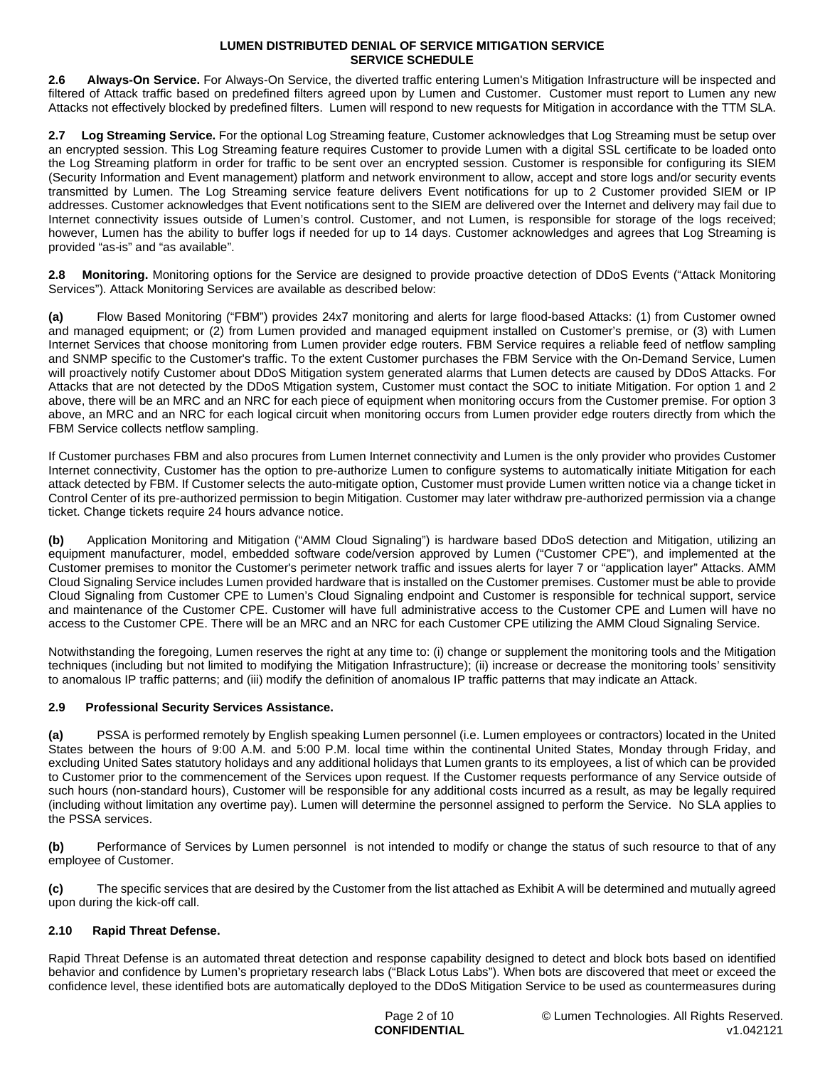**2.6 Always-On Service.** For Always-On Service, the diverted traffic entering Lumen's Mitigation Infrastructure will be inspected and filtered of Attack traffic based on predefined filters agreed upon by Lumen and Customer. Customer must report to Lumen any new Attacks not effectively blocked by predefined filters. Lumen will respond to new requests for Mitigation in accordance with the TTM SLA.

**2.7 Log Streaming Service.** For the optional Log Streaming feature, Customer acknowledges that Log Streaming must be setup over an encrypted session. This Log Streaming feature requires Customer to provide Lumen with a digital SSL certificate to be loaded onto the Log Streaming platform in order for traffic to be sent over an encrypted session. Customer is responsible for configuring its SIEM (Security Information and Event management) platform and network environment to allow, accept and store logs and/or security events transmitted by Lumen. The Log Streaming service feature delivers Event notifications for up to 2 Customer provided SIEM or IP addresses. Customer acknowledges that Event notifications sent to the SIEM are delivered over the Internet and delivery may fail due to Internet connectivity issues outside of Lumen's control. Customer, and not Lumen, is responsible for storage of the logs received; however, Lumen has the ability to buffer logs if needed for up to 14 days. Customer acknowledges and agrees that Log Streaming is provided "as-is" and "as available".

**2.8 Monitoring.** Monitoring options for the Service are designed to provide proactive detection of DDoS Events ("Attack Monitoring Services"). Attack Monitoring Services are available as described below:

**(a)** Flow Based Monitoring ("FBM") provides 24x7 monitoring and alerts for large flood-based Attacks: (1) from Customer owned and managed equipment; or (2) from Lumen provided and managed equipment installed on Customer's premise, or (3) with Lumen Internet Services that choose monitoring from Lumen provider edge routers. FBM Service requires a reliable feed of netflow sampling and SNMP specific to the Customer's traffic. To the extent Customer purchases the FBM Service with the On-Demand Service, Lumen will proactively notify Customer about DDoS Mitigation system generated alarms that Lumen detects are caused by DDoS Attacks. For Attacks that are not detected by the DDoS Mtigation system, Customer must contact the SOC to initiate Mitigation. For option 1 and 2 above, there will be an MRC and an NRC for each piece of equipment when monitoring occurs from the Customer premise. For option 3 above, an MRC and an NRC for each logical circuit when monitoring occurs from Lumen provider edge routers directly from which the FBM Service collects netflow sampling.

If Customer purchases FBM and also procures from Lumen Internet connectivity and Lumen is the only provider who provides Customer Internet connectivity, Customer has the option to pre-authorize Lumen to configure systems to automatically initiate Mitigation for each attack detected by FBM. If Customer selects the auto-mitigate option, Customer must provide Lumen written notice via a change ticket in Control Center of its pre-authorized permission to begin Mitigation. Customer may later withdraw pre-authorized permission via a change ticket. Change tickets require 24 hours advance notice.

**(b)** Application Monitoring and Mitigation ("AMM Cloud Signaling") is hardware based DDoS detection and Mitigation, utilizing an equipment manufacturer, model, embedded software code/version approved by Lumen ("Customer CPE"), and implemented at the Customer premises to monitor the Customer's perimeter network traffic and issues alerts for layer 7 or "application layer" Attacks. AMM Cloud Signaling Service includes Lumen provided hardware that is installed on the Customer premises. Customer must be able to provide Cloud Signaling from Customer CPE to Lumen's Cloud Signaling endpoint and Customer is responsible for technical support, service and maintenance of the Customer CPE. Customer will have full administrative access to the Customer CPE and Lumen will have no access to the Customer CPE. There will be an MRC and an NRC for each Customer CPE utilizing the AMM Cloud Signaling Service.

Notwithstanding the foregoing, Lumen reserves the right at any time to: (i) change or supplement the monitoring tools and the Mitigation techniques (including but not limited to modifying the Mitigation Infrastructure); (ii) increase or decrease the monitoring tools' sensitivity to anomalous IP traffic patterns; and (iii) modify the definition of anomalous IP traffic patterns that may indicate an Attack.

**2.9 Professional Security Services Assistance.**

**(a)** PSSA is performed remotely by English speaking Lumen personnel (i.e. Lumen employees or contractors) located in the United States between the hours of 9:00 A.M. and 5:00 P.M. local time within the continental United States, Monday through Friday, and excluding United Sates statutory holidays and any additional holidays that Lumen grants to its employees, a list of which can be provided to Customer prior to the commencement of the Services upon request. If the Customer requests performance of any Service outside of such hours (non-standard hours), Customer will be responsible for any additional costs incurred as a result, as may be legally required (including without limitation any overtime pay). Lumen will determine the personnel assigned to perform the Service. No SLA applies to the PSSA services.

**(b)** Performance of Services by Lumen personnel is not intended to modify or change the status of such resource to that of any employee of Customer.

**(c)** The specific services that are desired by the Customer from the list attached as Exhibit A will be determined and mutually agreed upon during the kick-off call.

**2.10 Rapid Threat Defense.**

Rapid Threat Defense is an automated threat detection and response capability designed to detect and block bots based on identified behavior and confidence by Lumen's proprietary research labs ("Black Lotus Labs"). When bots are discovered that meet or exceed the confidence level, these identified bots are automatically deployed to the DDoS Mitigation Service to be used as countermeasures during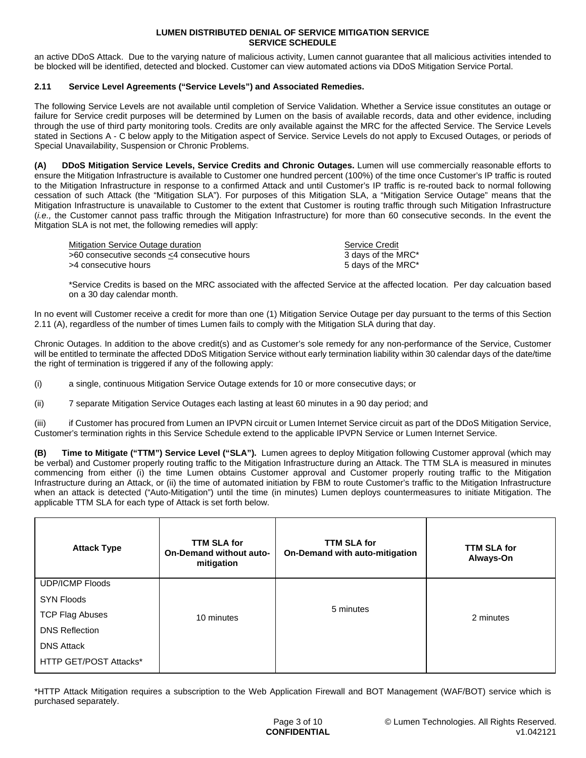an active DDoS Attack. Due to the varying nature of malicious activity, Lumen cannot guarantee that all malicious activities intended to be blocked will be identified, detected and blocked. Customer can view automated actions via DDoS Mitigation Service Portal.

**2.11 Service Level Agreements ("Service Levels") and Associated Remedies.**

The following Service Levels are not available until completion of Service Validation. Whether a Service issue constitutes an outage or failure for Service credit purposes will be determined by Lumen on the basis of available records, data and other evidence, including through the use of third party monitoring tools. Credits are only available against the MRC for the affected Service. The Service Levels stated in Sections A - C below apply to the Mitigation aspect of Service. Service Levels do not apply to Excused Outages, or periods of Special Unavailability, Suspension or Chronic Problems.

**(A) DDoS Mitigation Service Levels, Service Credits and Chronic Outages.** Lumen will use commercially reasonable efforts to ensure the Mitigation Infrastructure is available to Customer one hundred percent (100%) of the time once Customer's IP traffic is routed to the Mitigation Infrastructure in response to a confirmed Attack and until Customer's IP traffic is re-routed back to normal following cessation of such Attack (the "Mitigation SLA"). For purposes of this Mitigation SLA, a "Mitigation Service Outage" means that the Mitigation Infrastructure is unavailable to Customer to the extent that Customer is routing traffic through such Mitigation Infrastructure (*i.e.,* the Customer cannot pass traffic through the Mitigation Infrastructure) for more than 60 consecutive seconds. In the event the Mitgation SLA is not met, the following remedies will apply:

| Mitigation Service Outage duration | Service Credit |
|---|---|
| >60 consecutive seconds ≤4 consecutive hours | 3 days of the MRC* |
| >4 consecutive hours | 5 days of the MRC* |

*Service Credits is based on the MRC associated with the affected Service at the affected location. Per day calcuation based on a 30 day calendar month.

In no event will Customer receive a credit for more than one (1) Mitigation Service Outage per day pursuant to the terms of this Section 2.11 (A), regardless of the number of times Lumen fails to comply with the Mitigation SLA during that day.

Chronic Outages. In addition to the above credit(s) and as Customer's sole remedy for any non-performance of the Service, Customer will be entitled to terminate the affected DDoS Mitigation Service without early termination liability within 30 calendar days of the date/time the right of termination is triggered if any of the following apply:

(i) a single, continuous Mitigation Service Outage extends for 10 or more consecutive days; or

(ii) 7 separate Mitigation Service Outages each lasting at least 60 minutes in a 90 day period; and

(iii) if Customer has procured from Lumen an IPVPN circuit or Lumen Internet Service circuit as part of the DDoS Mitigation Service, Customer's termination rights in this Service Schedule extend to the applicable IPVPN Service or Lumen Internet Service.

**(B) Time to Mitigate ("TTM") Service Level ("SLA").** Lumen agrees to deploy Mitigation following Customer approval (which may be verbal) and Customer properly routing traffic to the Mitigation Infrastructure during an Attack. The TTM SLA is measured in minutes commencing from either (i) the time Lumen obtains Customer approval and Customer properly routing traffic to the Mitigation Infrastructure during an Attack, or (ii) the time of automated initiation by FBM to route Customer's traffic to the Mitigation Infrastructure when an attack is detected ("Auto-Mitigation") until the time (in minutes) Lumen deploys countermeasures to initiate Mitigation. The applicable TTM SLA for each type of Attack is set forth below.

| Attack Type | TTM SLA for On-Demand without auto-mitigation | TTM SLA for On-Demand with auto-mitigation | TTM SLA for Always-On |
|---|---|---|---|
| UDP/ICMP Floods<br>SYN Floods<br>TCP Flag Abuses<br>DNS Reflection<br>DNS Attack<br>HTTP GET/POST Attacks* | 10 minutes | 5 minutes | 2 minutes |

*HTTP Attack Mitigation requires a subscription to the Web Application Firewall and BOT Management (WAF/BOT) service which is purchased separately.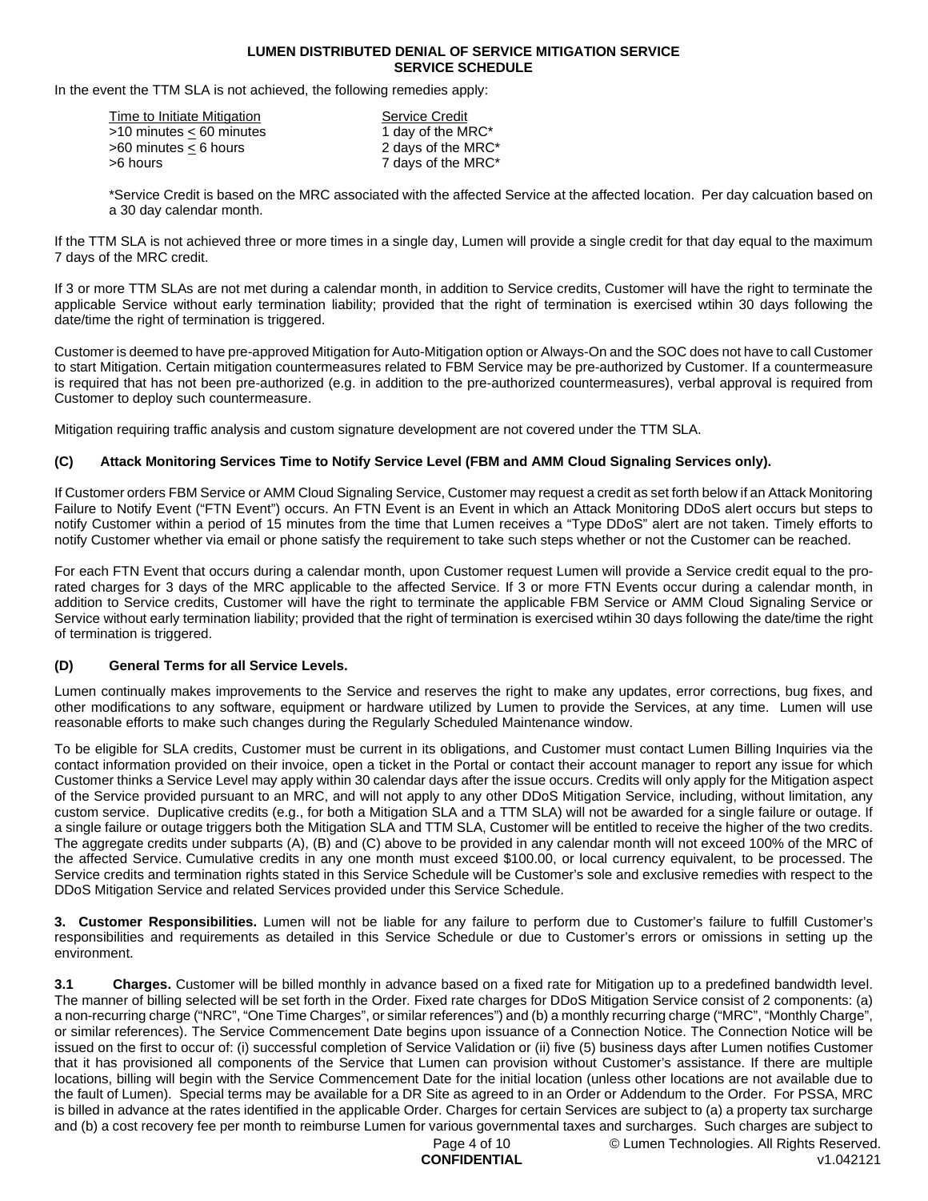In the event the TTM SLA is not achieved, the following remedies apply:

| Time to Initiate Mitigation | Service Credit |
|---|---|
| >10 minutes < 60 minutes | 1 day of the MRC* |
| >60 minutes < 6 hours | 2 days of the MRC* |
| >6 hours | 7 days of the MRC* |

*Service Credit is based on the MRC associated with the affected Service at the affected location. Per day calcuation based on a 30 day calendar month.

If the TTM SLA is not achieved three or more times in a single day, Lumen will provide a single credit for that day equal to the maximum 7 days of the MRC credit.

If 3 or more TTM SLAs are not met during a calendar month, in addition to Service credits, Customer will have the right to terminate the applicable Service without early termination liability; provided that the right of termination is exercised wtihin 30 days following the date/time the right of termination is triggered.

Customer is deemed to have pre-approved Mitigation for Auto-Mitigation option or Always-On and the SOC does not have to call Customer to start Mitigation. Certain mitigation countermeasures related to FBM Service may be pre-authorized by Customer. If a countermeasure is required that has not been pre-authorized (e.g. in addition to the pre-authorized countermeasures), verbal approval is required from Customer to deploy such countermeasure.

Mitigation requiring traffic analysis and custom signature development are not covered under the TTM SLA.

**(C) Attack Monitoring Services Time to Notify Service Level (FBM and AMM Cloud Signaling Services only).**

If Customer orders FBM Service or AMM Cloud Signaling Service, Customer may request a credit as set forth below if an Attack Monitoring Failure to Notify Event ("FTN Event") occurs. An FTN Event is an Event in which an Attack Monitoring DDoS alert occurs but steps to notify Customer within a period of 15 minutes from the time that Lumen receives a "Type DDoS" alert are not taken. Timely efforts to notify Customer whether via email or phone satisfy the requirement to take such steps whether or not the Customer can be reached.

For each FTN Event that occurs during a calendar month, upon Customer request Lumen will provide a Service credit equal to the pro-rated charges for 3 days of the MRC applicable to the affected Service. If 3 or more FTN Events occur during a calendar month, in addition to Service credits, Customer will have the right to terminate the applicable FBM Service or AMM Cloud Signaling Service or Service without early termination liability; provided that the right of termination is exercised wtihin 30 days following the date/time the right of termination is triggered.

**(D) General Terms for all Service Levels.**

Lumen continually makes improvements to the Service and reserves the right to make any updates, error corrections, bug fixes, and other modifications to any software, equipment or hardware utilized by Lumen to provide the Services, at any time. Lumen will use reasonable efforts to make such changes during the Regularly Scheduled Maintenance window.

To be eligible for SLA credits, Customer must be current in its obligations, and Customer must contact Lumen Billing Inquiries via the contact information provided on their invoice, open a ticket in the Portal or contact their account manager to report any issue for which Customer thinks a Service Level may apply within 30 calendar days after the issue occurs. Credits will only apply for the Mitigation aspect of the Service provided pursuant to an MRC, and will not apply to any other DDoS Mitigation Service, including, without limitation, any custom service. Duplicative credits (e.g., for both a Mitigation SLA and a TTM SLA) will not be awarded for a single failure or outage. If a single failure or outage triggers both the Mitigation SLA and TTM SLA, Customer will be entitled to receive the higher of the two credits. The aggregate credits under subparts (A), (B) and (C) above to be provided in any calendar month will not exceed 100% of the MRC of the affected Service. Cumulative credits in any one month must exceed $100.00, or local currency equivalent, to be processed. The Service credits and termination rights stated in this Service Schedule will be Customer's sole and exclusive remedies with respect to the DDoS Mitigation Service and related Services provided under this Service Schedule.

**3. Customer Responsibilities.** Lumen will not be liable for any failure to perform due to Customer's failure to fulfill Customer's responsibilities and requirements as detailed in this Service Schedule or due to Customer's errors or omissions in setting up the environment.

**3.1 Charges.** Customer will be billed monthly in advance based on a fixed rate for Mitigation up to a predefined bandwidth level. The manner of billing selected will be set forth in the Order. Fixed rate charges for DDoS Mitigation Service consist of 2 components: (a) a non-recurring charge ("NRC", "One Time Charges", or similar references") and (b) a monthly recurring charge ("MRC", "Monthly Charge", or similar references). The Service Commencement Date begins upon issuance of a Connection Notice. The Connection Notice will be issued on the first to occur of: (i) successful completion of Service Validation or (ii) five (5) business days after Lumen notifies Customer that it has provisioned all components of the Service that Lumen can provision without Customer's assistance. If there are multiple locations, billing will begin with the Service Commencement Date for the initial location (unless other locations are not available due to the fault of Lumen). Special terms may be available for a DR Site as agreed to in an Order or Addendum to the Order. For PSSA, MRC is billed in advance at the rates identified in the applicable Order. Charges for certain Services are subject to (a) a property tax surcharge and (b) a cost recovery fee per month to reimburse Lumen for various governmental taxes and surcharges. Such charges are subject to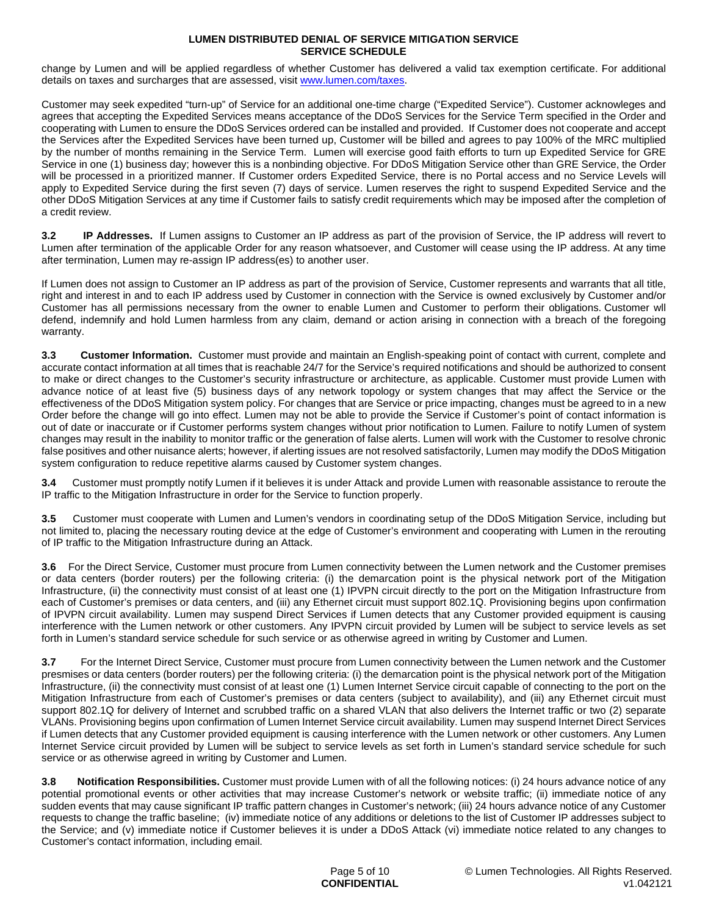change by Lumen and will be applied regardless of whether Customer has delivered a valid tax exemption certificate. For additional details on taxes and surcharges that are assessed, visit www.lumen.com/taxes.

Customer may seek expedited "turn-up" of Service for an additional one-time charge ("Expedited Service"). Customer acknowleges and agrees that accepting the Expedited Services means acceptance of the DDoS Services for the Service Term specified in the Order and cooperating with Lumen to ensure the DDoS Services ordered can be installed and provided. If Customer does not cooperate and accept the Services after the Expedited Services have been turned up, Customer will be billed and agrees to pay 100% of the MRC multiplied by the number of months remaining in the Service Term. Lumen will exercise good faith efforts to turn up Expedited Service for GRE Service in one (1) business day; however this is a nonbinding objective. For DDoS Mitigation Service other than GRE Service, the Order will be processed in a prioritized manner. If Customer orders Expedited Service, there is no Portal access and no Service Levels will apply to Expedited Service during the first seven (7) days of service. Lumen reserves the right to suspend Expedited Service and the other DDoS Mitigation Services at any time if Customer fails to satisfy credit requirements which may be imposed after the completion of a credit review.

**3.2 IP Addresses.** If Lumen assigns to Customer an IP address as part of the provision of Service, the IP address will revert to Lumen after termination of the applicable Order for any reason whatsoever, and Customer will cease using the IP address. At any time after termination, Lumen may re-assign IP address(es) to another user.

If Lumen does not assign to Customer an IP address as part of the provision of Service, Customer represents and warrants that all title, right and interest in and to each IP address used by Customer in connection with the Service is owned exclusively by Customer and/or Customer has all permissions necessary from the owner to enable Lumen and Customer to perform their obligations. Customer wll defend, indemnify and hold Lumen harmless from any claim, demand or action arising in connection with a breach of the foregoing warranty.

**3.3 Customer Information.** Customer must provide and maintain an English-speaking point of contact with current, complete and accurate contact information at all times that is reachable 24/7 for the Service's required notifications and should be authorized to consent to make or direct changes to the Customer's security infrastructure or architecture, as applicable. Customer must provide Lumen with advance notice of at least five (5) business days of any network topology or system changes that may affect the Service or the effectiveness of the DDoS Mitigation system policy. For changes that are Service or price impacting, changes must be agreed to in a new Order before the change will go into effect. Lumen may not be able to provide the Service if Customer's point of contact information is out of date or inaccurate or if Customer performs system changes without prior notification to Lumen. Failure to notify Lumen of system changes may result in the inability to monitor traffic or the generation of false alerts. Lumen will work with the Customer to resolve chronic false positives and other nuisance alerts; however, if alerting issues are not resolved satisfactorily, Lumen may modify the DDoS Mitigation system configuration to reduce repetitive alarms caused by Customer system changes.

**3.4** Customer must promptly notify Lumen if it believes it is under Attack and provide Lumen with reasonable assistance to reroute the IP traffic to the Mitigation Infrastructure in order for the Service to function properly.

**3.5** Customer must cooperate with Lumen and Lumen's vendors in coordinating setup of the DDoS Mitigation Service, including but not limited to, placing the necessary routing device at the edge of Customer's environment and cooperating with Lumen in the rerouting of IP traffic to the Mitigation Infrastructure during an Attack.

**3.6** For the Direct Service, Customer must procure from Lumen connectivity between the Lumen network and the Customer premises or data centers (border routers) per the following criteria: (i) the demarcation point is the physical network port of the Mitigation Infrastructure, (ii) the connectivity must consist of at least one (1) IPVPN circuit directly to the port on the Mitigation Infrastructure from each of Customer's premises or data centers, and (iii) any Ethernet circuit must support 802.1Q. Provisioning begins upon confirmation of IPVPN circuit availability. Lumen may suspend Direct Services if Lumen detects that any Customer provided equipment is causing interference with the Lumen network or other customers. Any IPVPN circuit provided by Lumen will be subject to service levels as set forth in Lumen's standard service schedule for such service or as otherwise agreed in writing by Customer and Lumen.

**3.7** For the Internet Direct Service, Customer must procure from Lumen connectivity between the Lumen network and the Customer presmises or data centers (border routers) per the following criteria: (i) the demarcation point is the physical network port of the Mitigation Infrastructure, (ii) the connectivity must consist of at least one (1) Lumen Internet Service circuit capable of connecting to the port on the Mitigation Infrastructure from each of Customer's premises or data centers (subject to availability), and (iii) any Ethernet circuit must support 802.1Q for delivery of Internet and scrubbed traffic on a shared VLAN that also delivers the Internet traffic or two (2) separate VLANs. Provisioning begins upon confirmation of Lumen Internet Service circuit availability. Lumen may suspend Internet Direct Services if Lumen detects that any Customer provided equipment is causing interference with the Lumen network or other customers. Any Lumen Internet Service circuit provided by Lumen will be subject to service levels as set forth in Lumen's standard service schedule for such service or as otherwise agreed in writing by Customer and Lumen.

**3.8 Notification Responsibilities.** Customer must provide Lumen with of all the following notices: (i) 24 hours advance notice of any potential promotional events or other activities that may increase Customer's network or website traffic; (ii) immediate notice of any sudden events that may cause significant IP traffic pattern changes in Customer's network; (iii) 24 hours advance notice of any Customer requests to change the traffic baseline; (iv) immediate notice of any additions or deletions to the list of Customer IP addresses subject to the Service; and (v) immediate notice if Customer believes it is under a DDoS Attack (vi) immediate notice related to any changes to Customer's contact information, including email.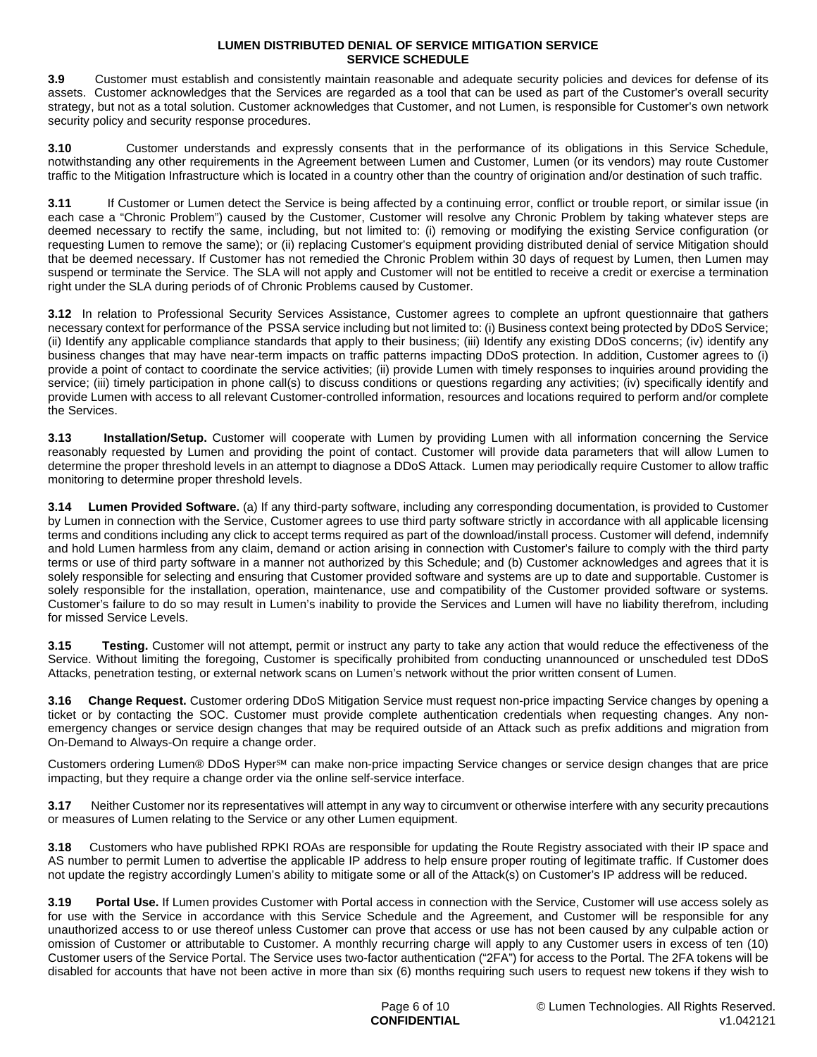**3.9** Customer must establish and consistently maintain reasonable and adequate security policies and devices for defense of its assets. Customer acknowledges that the Services are regarded as a tool that can be used as part of the Customer's overall security strategy, but not as a total solution. Customer acknowledges that Customer, and not Lumen, is responsible for Customer's own network security policy and security response procedures.

**3.10** Customer understands and expressly consents that in the performance of its obligations in this Service Schedule, notwithstanding any other requirements in the Agreement between Lumen and Customer, Lumen (or its vendors) may route Customer traffic to the Mitigation Infrastructure which is located in a country other than the country of origination and/or destination of such traffic.

**3.11** If Customer or Lumen detect the Service is being affected by a continuing error, conflict or trouble report, or similar issue (in each case a "Chronic Problem") caused by the Customer, Customer will resolve any Chronic Problem by taking whatever steps are deemed necessary to rectify the same, including, but not limited to: (i) removing or modifying the existing Service configuration (or requesting Lumen to remove the same); or (ii) replacing Customer's equipment providing distributed denial of service Mitigation should that be deemed necessary. If Customer has not remedied the Chronic Problem within 30 days of request by Lumen, then Lumen may suspend or terminate the Service. The SLA will not apply and Customer will not be entitled to receive a credit or exercise a termination right under the SLA during periods of of Chronic Problems caused by Customer.

**3.12** In relation to Professional Security Services Assistance, Customer agrees to complete an upfront questionnaire that gathers necessary context for performance of the PSSA service including but not limited to: (i) Business context being protected by DDoS Service; (ii) Identify any applicable compliance standards that apply to their business; (iii) Identify any existing DDoS concerns; (iv) identify any business changes that may have near-term impacts on traffic patterns impacting DDoS protection. In addition, Customer agrees to (i) provide a point of contact to coordinate the service activities; (ii) provide Lumen with timely responses to inquiries around providing the service; (iii) timely participation in phone call(s) to discuss conditions or questions regarding any activities; (iv) specifically identify and provide Lumen with access to all relevant Customer-controlled information, resources and locations required to perform and/or complete the Services.

**3.13** **Installation/Setup.** Customer will cooperate with Lumen by providing Lumen with all information concerning the Service reasonably requested by Lumen and providing the point of contact. Customer will provide data parameters that will allow Lumen to determine the proper threshold levels in an attempt to diagnose a DDoS Attack. Lumen may periodically require Customer to allow traffic monitoring to determine proper threshold levels.

**3.14** **Lumen Provided Software.** (a) If any third-party software, including any corresponding documentation, is provided to Customer by Lumen in connection with the Service, Customer agrees to use third party software strictly in accordance with all applicable licensing terms and conditions including any click to accept terms required as part of the download/install process. Customer will defend, indemnify and hold Lumen harmless from any claim, demand or action arising in connection with Customer's failure to comply with the third party terms or use of third party software in a manner not authorized by this Schedule; and (b) Customer acknowledges and agrees that it is solely responsible for selecting and ensuring that Customer provided software and systems are up to date and supportable. Customer is solely responsible for the installation, operation, maintenance, use and compatibility of the Customer provided software or systems. Customer's failure to do so may result in Lumen's inability to provide the Services and Lumen will have no liability therefrom, including for missed Service Levels.

**3.15** **Testing.** Customer will not attempt, permit or instruct any party to take any action that would reduce the effectiveness of the Service. Without limiting the foregoing, Customer is specifically prohibited from conducting unannounced or unscheduled test DDoS Attacks, penetration testing, or external network scans on Lumen's network without the prior written consent of Lumen.

**3.16** **Change Request.** Customer ordering DDoS Mitigation Service must request non-price impacting Service changes by opening a ticket or by contacting the SOC. Customer must provide complete authentication credentials when requesting changes. Any non-emergency changes or service design changes that may be required outside of an Attack such as prefix additions and migration from On-Demand to Always-On require a change order.

Customers ordering Lumen® DDoS Hyper℠ can make non-price impacting Service changes or service design changes that are price impacting, but they require a change order via the online self-service interface.

**3.17** Neither Customer nor its representatives will attempt in any way to circumvent or otherwise interfere with any security precautions or measures of Lumen relating to the Service or any other Lumen equipment.

**3.18** Customers who have published RPKI ROAs are responsible for updating the Route Registry associated with their IP space and AS number to permit Lumen to advertise the applicable IP address to help ensure proper routing of legitimate traffic. If Customer does not update the registry accordingly Lumen's ability to mitigate some or all of the Attack(s) on Customer's IP address will be reduced.

**3.19** **Portal Use.** If Lumen provides Customer with Portal access in connection with the Service, Customer will use access solely as for use with the Service in accordance with this Service Schedule and the Agreement, and Customer will be responsible for any unauthorized access to or use thereof unless Customer can prove that access or use has not been caused by any culpable action or omission of Customer or attributable to Customer. A monthly recurring charge will apply to any Customer users in excess of ten (10) Customer users of the Service Portal. The Service uses two-factor authentication ("2FA") for access to the Portal. The 2FA tokens will be disabled for accounts that have not been active in more than six (6) months requiring such users to request new tokens if they wish to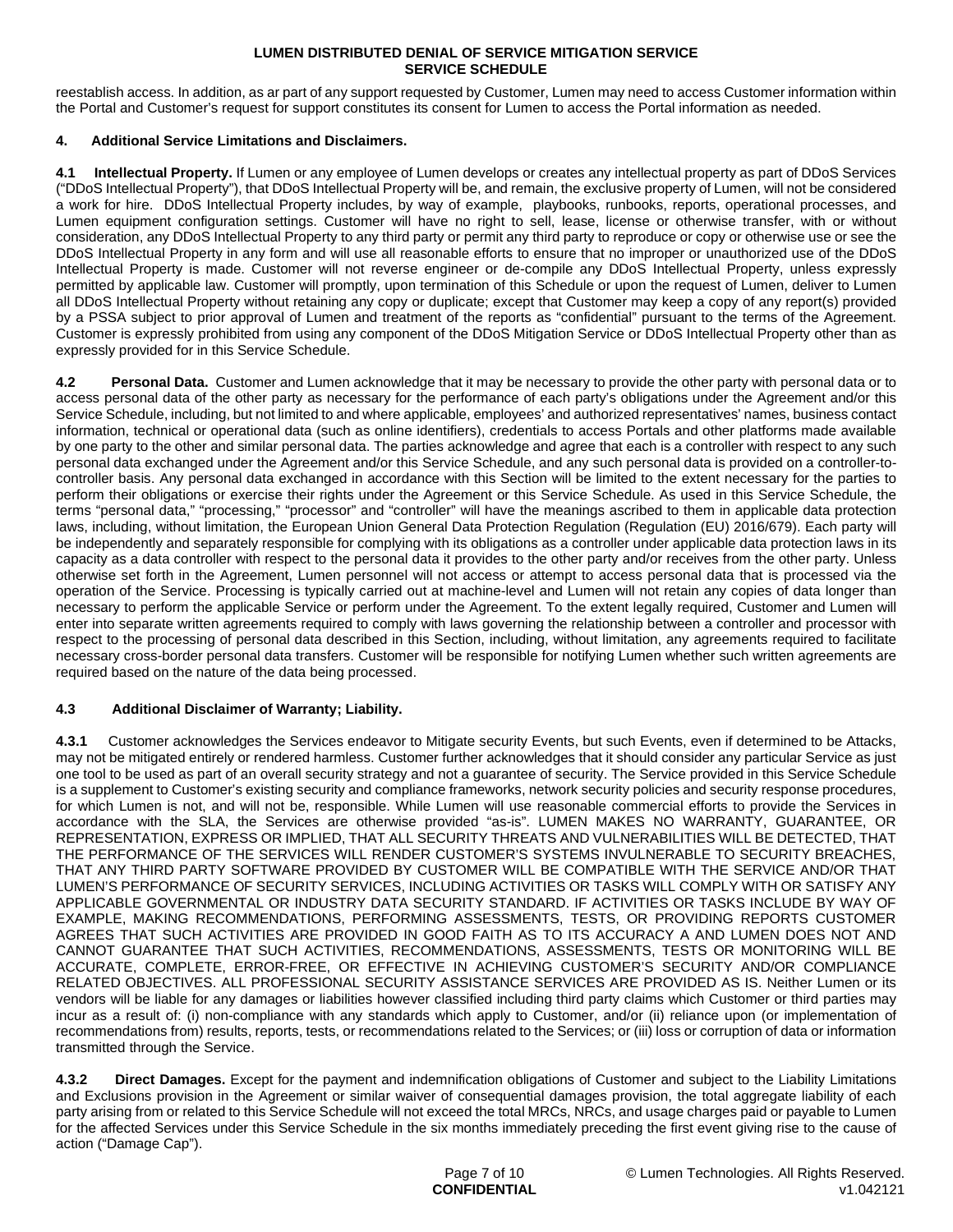reestablish access. In addition, as ar part of any support requested by Customer, Lumen may need to access Customer information within the Portal and Customer's request for support constitutes its consent for Lumen to access the Portal information as needed.

### 4. Additional Service Limitations and Disclaimers.

**4.1 Intellectual Property.** If Lumen or any employee of Lumen develops or creates any intellectual property as part of DDoS Services ("DDoS Intellectual Property"), that DDoS Intellectual Property will be, and remain, the exclusive property of Lumen, will not be considered a work for hire. DDoS Intellectual Property includes, by way of example, playbooks, runbooks, reports, operational processes, and Lumen equipment configuration settings. Customer will have no right to sell, lease, license or otherwise transfer, with or without consideration, any DDoS Intellectual Property to any third party or permit any third party to reproduce or copy or otherwise use or see the DDoS Intellectual Property in any form and will use all reasonable efforts to ensure that no improper or unauthorized use of the DDoS Intellectual Property is made. Customer will not reverse engineer or de-compile any DDoS Intellectual Property, unless expressly permitted by applicable law. Customer will promptly, upon termination of this Schedule or upon the request of Lumen, deliver to Lumen all DDoS Intellectual Property without retaining any copy or duplicate; except that Customer may keep a copy of any report(s) provided by a PSSA subject to prior approval of Lumen and treatment of the reports as "confidential" pursuant to the terms of the Agreement. Customer is expressly prohibited from using any component of the DDoS Mitigation Service or DDoS Intellectual Property other than as expressly provided for in this Service Schedule.

**4.2 Personal Data.** Customer and Lumen acknowledge that it may be necessary to provide the other party with personal data or to access personal data of the other party as necessary for the performance of each party's obligations under the Agreement and/or this Service Schedule, including, but not limited to and where applicable, employees' and authorized representatives' names, business contact information, technical or operational data (such as online identifiers), credentials to access Portals and other platforms made available by one party to the other and similar personal data. The parties acknowledge and agree that each is a controller with respect to any such personal data exchanged under the Agreement and/or this Service Schedule, and any such personal data is provided on a controller-to-controller basis. Any personal data exchanged in accordance with this Section will be limited to the extent necessary for the parties to perform their obligations or exercise their rights under the Agreement or this Service Schedule. As used in this Service Schedule, the terms "personal data," "processing," "processor" and "controller" will have the meanings ascribed to them in applicable data protection laws, including, without limitation, the European Union General Data Protection Regulation (Regulation (EU) 2016/679). Each party will be independently and separately responsible for complying with its obligations as a controller under applicable data protection laws in its capacity as a data controller with respect to the personal data it provides to the other party and/or receives from the other party. Unless otherwise set forth in the Agreement, Lumen personnel will not access or attempt to access personal data that is processed via the operation of the Service. Processing is typically carried out at machine-level and Lumen will not retain any copies of data longer than necessary to perform the applicable Service or perform under the Agreement. To the extent legally required, Customer and Lumen will enter into separate written agreements required to comply with laws governing the relationship between a controller and processor with respect to the processing of personal data described in this Section, including, without limitation, any agreements required to facilitate necessary cross-border personal data transfers. Customer will be responsible for notifying Lumen whether such written agreements are required based on the nature of the data being processed.

**4.3 Additional Disclaimer of Warranty; Liability.**

**4.3.1** Customer acknowledges the Services endeavor to Mitigate security Events, but such Events, even if determined to be Attacks, may not be mitigated entirely or rendered harmless. Customer further acknowledges that it should consider any particular Service as just one tool to be used as part of an overall security strategy and not a guarantee of security. The Service provided in this Service Schedule is a supplement to Customer's existing security and compliance frameworks, network security policies and security response procedures, for which Lumen is not, and will not be, responsible. While Lumen will use reasonable commercial efforts to provide the Services in accordance with the SLA, the Services are otherwise provided "as-is". LUMEN MAKES NO WARRANTY, GUARANTEE, OR REPRESENTATION, EXPRESS OR IMPLIED, THAT ALL SECURITY THREATS AND VULNERABILITIES WILL BE DETECTED, THAT THE PERFORMANCE OF THE SERVICES WILL RENDER CUSTOMER'S SYSTEMS INVULNERABLE TO SECURITY BREACHES, THAT ANY THIRD PARTY SOFTWARE PROVIDED BY CUSTOMER WILL BE COMPATIBLE WITH THE SERVICE AND/OR THAT LUMEN'S PERFORMANCE OF SECURITY SERVICES, INCLUDING ACTIVITIES OR TASKS WILL COMPLY WITH OR SATISFY ANY APPLICABLE GOVERNMENTAL OR INDUSTRY DATA SECURITY STANDARD. IF ACTIVITIES OR TASKS INCLUDE BY WAY OF EXAMPLE, MAKING RECOMMENDATIONS, PERFORMING ASSESSMENTS, TESTS, OR PROVIDING REPORTS CUSTOMER AGREES THAT SUCH ACTIVITIES ARE PROVIDED IN GOOD FAITH AS TO ITS ACCURACY A AND LUMEN DOES NOT AND CANNOT GUARANTEE THAT SUCH ACTIVITIES, RECOMMENDATIONS, ASSESSMENTS, TESTS OR MONITORING WILL BE ACCURATE, COMPLETE, ERROR-FREE, OR EFFECTIVE IN ACHIEVING CUSTOMER'S SECURITY AND/OR COMPLIANCE RELATED OBJECTIVES. ALL PROFESSIONAL SECURITY ASSISTANCE SERVICES ARE PROVIDED AS IS. Neither Lumen or its vendors will be liable for any damages or liabilities however classified including third party claims which Customer or third parties may incur as a result of: (i) non-compliance with any standards which apply to Customer, and/or (ii) reliance upon (or implementation of recommendations from) results, reports, tests, or recommendations related to the Services; or (iii) loss or corruption of data or information transmitted through the Service.

**4.3.2 Direct Damages.** Except for the payment and indemnification obligations of Customer and subject to the Liability Limitations and Exclusions provision in the Agreement or similar waiver of consequential damages provision, the total aggregate liability of each party arising from or related to this Service Schedule will not exceed the total MRCs, NRCs, and usage charges paid or payable to Lumen for the affected Services under this Service Schedule in the six months immediately preceding the first event giving rise to the cause of action ("Damage Cap").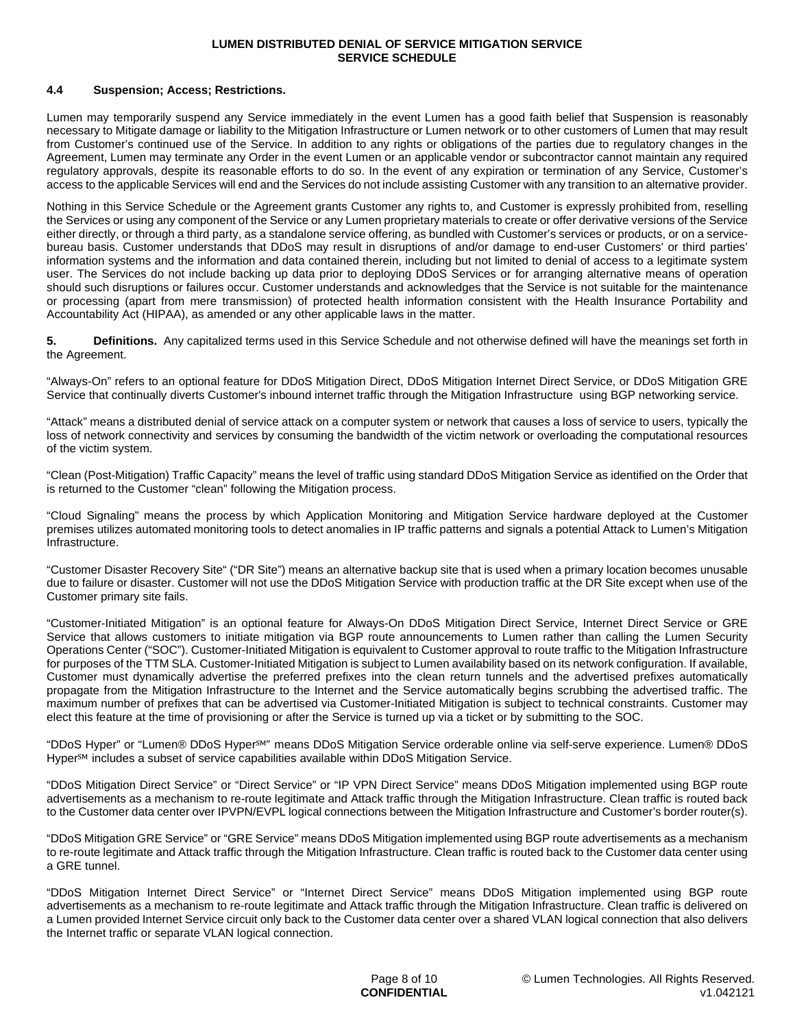### 4.4 Suspension; Access; Restrictions.

Lumen may temporarily suspend any Service immediately in the event Lumen has a good faith belief that Suspension is reasonably necessary to Mitigate damage or liability to the Mitigation Infrastructure or Lumen network or to other customers of Lumen that may result from Customer's continued use of the Service. In addition to any rights or obligations of the parties due to regulatory changes in the Agreement, Lumen may terminate any Order in the event Lumen or an applicable vendor or subcontractor cannot maintain any required regulatory approvals, despite its reasonable efforts to do so. In the event of any expiration or termination of any Service, Customer's access to the applicable Services will end and the Services do not include assisting Customer with any transition to an alternative provider.

Nothing in this Service Schedule or the Agreement grants Customer any rights to, and Customer is expressly prohibited from, reselling the Services or using any component of the Service or any Lumen proprietary materials to create or offer derivative versions of the Service either directly, or through a third party, as a standalone service offering, as bundled with Customer's services or products, or on a service-bureau basis. Customer understands that DDoS may result in disruptions of and/or damage to end-user Customers' or third parties' information systems and the information and data contained therein, including but not limited to denial of access to a legitimate system user. The Services do not include backing up data prior to deploying DDoS Services or for arranging alternative means of operation should such disruptions or failures occur. Customer understands and acknowledges that the Service is not suitable for the maintenance or processing (apart from mere transmission) of protected health information consistent with the Health Insurance Portability and Accountability Act (HIPAA), as amended or any other applicable laws in the matter.

**5. Definitions.** Any capitalized terms used in this Service Schedule and not otherwise defined will have the meanings set forth in the Agreement.

"Always-On" refers to an optional feature for DDoS Mitigation Direct, DDoS Mitigation Internet Direct Service, or DDoS Mitigation GRE Service that continually diverts Customer's inbound internet traffic through the Mitigation Infrastructure using BGP networking service.

"Attack" means a distributed denial of service attack on a computer system or network that causes a loss of service to users, typically the loss of network connectivity and services by consuming the bandwidth of the victim network or overloading the computational resources of the victim system.

"Clean (Post-Mitigation) Traffic Capacity" means the level of traffic using standard DDoS Mitigation Service as identified on the Order that is returned to the Customer "clean" following the Mitigation process.

"Cloud Signaling" means the process by which Application Monitoring and Mitigation Service hardware deployed at the Customer premises utilizes automated monitoring tools to detect anomalies in IP traffic patterns and signals a potential Attack to Lumen's Mitigation Infrastructure.

"Customer Disaster Recovery Site" ("DR Site") means an alternative backup site that is used when a primary location becomes unusable due to failure or disaster. Customer will not use the DDoS Mitigation Service with production traffic at the DR Site except when use of the Customer primary site fails.

"Customer-Initiated Mitigation" is an optional feature for Always-On DDoS Mitigation Direct Service, Internet Direct Service or GRE Service that allows customers to initiate mitigation via BGP route announcements to Lumen rather than calling the Lumen Security Operations Center ("SOC"). Customer-Initiated Mitigation is equivalent to Customer approval to route traffic to the Mitigation Infrastructure for purposes of the TTM SLA. Customer-Initiated Mitigation is subject to Lumen availability based on its network configuration. If available, Customer must dynamically advertise the preferred prefixes into the clean return tunnels and the advertised prefixes automatically propagate from the Mitigation Infrastructure to the Internet and the Service automatically begins scrubbing the advertised traffic. The maximum number of prefixes that can be advertised via Customer-Initiated Mitigation is subject to technical constraints. Customer may elect this feature at the time of provisioning or after the Service is turned up via a ticket or by submitting to the SOC.

"DDoS Hyper" or "Lumen® DDoS Hyper℠" means DDoS Mitigation Service orderable online via self-serve experience. Lumen® DDoS Hyper℠ includes a subset of service capabilities available within DDoS Mitigation Service.

"DDoS Mitigation Direct Service" or "Direct Service" or "IP VPN Direct Service" means DDoS Mitigation implemented using BGP route advertisements as a mechanism to re-route legitimate and Attack traffic through the Mitigation Infrastructure. Clean traffic is routed back to the Customer data center over IPVPN/EVPL logical connections between the Mitigation Infrastructure and Customer's border router(s).

"DDoS Mitigation GRE Service" or "GRE Service" means DDoS Mitigation implemented using BGP route advertisements as a mechanism to re-route legitimate and Attack traffic through the Mitigation Infrastructure. Clean traffic is routed back to the Customer data center using a GRE tunnel.

"DDoS Mitigation Internet Direct Service" or "Internet Direct Service" means DDoS Mitigation implemented using BGP route advertisements as a mechanism to re-route legitimate and Attack traffic through the Mitigation Infrastructure. Clean traffic is delivered on a Lumen provided Internet Service circuit only back to the Customer data center over a shared VLAN logical connection that also delivers the Internet traffic or separate VLAN logical connection.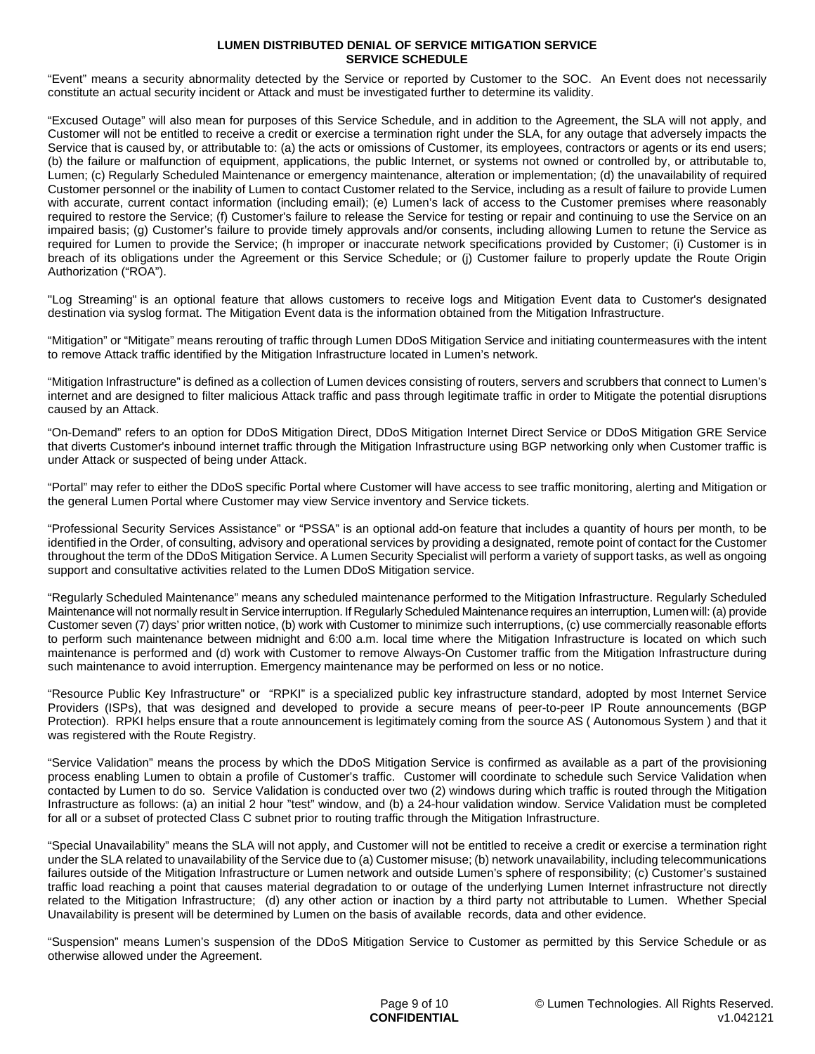**LUMEN DISTRIBUTED DENIAL OF SERVICE MITIGATION SERVICE**
**SERVICE SCHEDULE**

"Event" means a security abnormality detected by the Service or reported by Customer to the SOC. An Event does not necessarily constitute an actual security incident or Attack and must be investigated further to determine its validity.

"Excused Outage" will also mean for purposes of this Service Schedule, and in addition to the Agreement, the SLA will not apply, and Customer will not be entitled to receive a credit or exercise a termination right under the SLA, for any outage that adversely impacts the Service that is caused by, or attributable to: (a) the acts or omissions of Customer, its employees, contractors or agents or its end users; (b) the failure or malfunction of equipment, applications, the public Internet, or systems not owned or controlled by, or attributable to, Lumen; (c) Regularly Scheduled Maintenance or emergency maintenance, alteration or implementation; (d) the unavailability of required Customer personnel or the inability of Lumen to contact Customer related to the Service, including as a result of failure to provide Lumen with accurate, current contact information (including email); (e) Lumen's lack of access to the Customer premises where reasonably required to restore the Service; (f) Customer's failure to release the Service for testing or repair and continuing to use the Service on an impaired basis; (g) Customer's failure to provide timely approvals and/or consents, including allowing Lumen to retune the Service as required for Lumen to provide the Service; (h improper or inaccurate network specifications provided by Customer; (i) Customer is in breach of its obligations under the Agreement or this Service Schedule; or (j) Customer failure to properly update the Route Origin Authorization ("ROA").

"Log Streaming" is an optional feature that allows customers to receive logs and Mitigation Event data to Customer's designated destination via syslog format. The Mitigation Event data is the information obtained from the Mitigation Infrastructure.

"Mitigation" or "Mitigate" means rerouting of traffic through Lumen DDoS Mitigation Service and initiating countermeasures with the intent to remove Attack traffic identified by the Mitigation Infrastructure located in Lumen's network.

"Mitigation Infrastructure" is defined as a collection of Lumen devices consisting of routers, servers and scrubbers that connect to Lumen's internet and are designed to filter malicious Attack traffic and pass through legitimate traffic in order to Mitigate the potential disruptions caused by an Attack.

"On-Demand" refers to an option for DDoS Mitigation Direct, DDoS Mitigation Internet Direct Service or DDoS Mitigation GRE Service that diverts Customer's inbound internet traffic through the Mitigation Infrastructure using BGP networking only when Customer traffic is under Attack or suspected of being under Attack.

"Portal" may refer to either the DDoS specific Portal where Customer will have access to see traffic monitoring, alerting and Mitigation or the general Lumen Portal where Customer may view Service inventory and Service tickets.

"Professional Security Services Assistance" or "PSSA" is an optional add-on feature that includes a quantity of hours per month, to be identified in the Order, of consulting, advisory and operational services by providing a designated, remote point of contact for the Customer throughout the term of the DDoS Mitigation Service. A Lumen Security Specialist will perform a variety of support tasks, as well as ongoing support and consultative activities related to the Lumen DDoS Mitigation service.

"Regularly Scheduled Maintenance" means any scheduled maintenance performed to the Mitigation Infrastructure. Regularly Scheduled Maintenance will not normally result in Service interruption. If Regularly Scheduled Maintenance requires an interruption, Lumen will: (a) provide Customer seven (7) days' prior written notice, (b) work with Customer to minimize such interruptions, (c) use commercially reasonable efforts to perform such maintenance between midnight and 6:00 a.m. local time where the Mitigation Infrastructure is located on which such maintenance is performed and (d) work with Customer to remove Always-On Customer traffic from the Mitigation Infrastructure during such maintenance to avoid interruption. Emergency maintenance may be performed on less or no notice.

"Resource Public Key Infrastructure" or "RPKI" is a specialized public key infrastructure standard, adopted by most Internet Service Providers (ISPs), that was designed and developed to provide a secure means of peer-to-peer IP Route announcements (BGP Protection). RPKI helps ensure that a route announcement is legitimately coming from the source AS ( Autonomous System ) and that it was registered with the Route Registry.

"Service Validation" means the process by which the DDoS Mitigation Service is confirmed as available as a part of the provisioning process enabling Lumen to obtain a profile of Customer's traffic. Customer will coordinate to schedule such Service Validation when contacted by Lumen to do so. Service Validation is conducted over two (2) windows during which traffic is routed through the Mitigation Infrastructure as follows: (a) an initial 2 hour "test" window, and (b) a 24-hour validation window. Service Validation must be completed for all or a subset of protected Class C subnet prior to routing traffic through the Mitigation Infrastructure.

"Special Unavailability" means the SLA will not apply, and Customer will not be entitled to receive a credit or exercise a termination right under the SLA related to unavailability of the Service due to (a) Customer misuse; (b) network unavailability, including telecommunications failures outside of the Mitigation Infrastructure or Lumen network and outside Lumen's sphere of responsibility; (c) Customer's sustained traffic load reaching a point that causes material degradation to or outage of the underlying Lumen Internet infrastructure not directly related to the Mitigation Infrastructure; (d) any other action or inaction by a third party not attributable to Lumen. Whether Special Unavailability is present will be determined by Lumen on the basis of available records, data and other evidence.

"Suspension" means Lumen's suspension of the DDoS Mitigation Service to Customer as permitted by this Service Schedule or as otherwise allowed under the Agreement.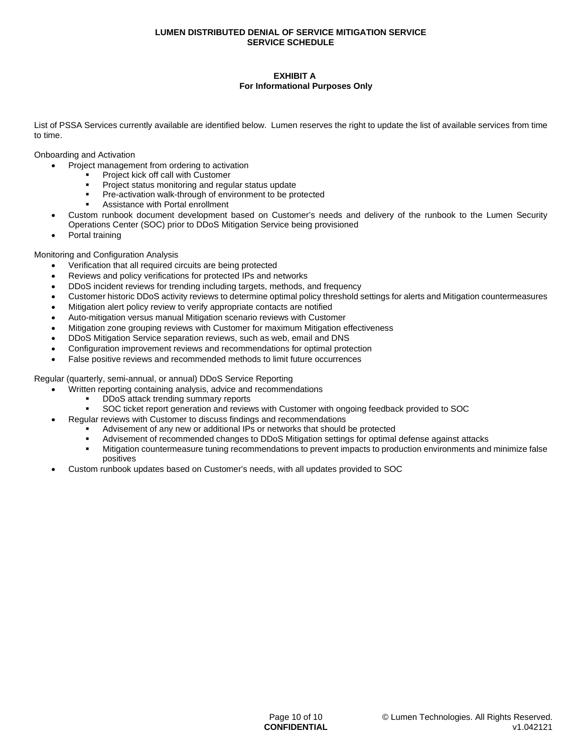## EXHIBIT A
**For Informational Purposes Only**

List of PSSA Services currently available are identified below. Lumen reserves the right to update the list of available services from time to time.

Onboarding and Activation

- Project management from ordering to activation
  - Project kick off call with Customer
  - Project status monitoring and regular status update
  - Pre-activation walk-through of environment to be protected
  - Assistance with Portal enrollment
- Custom runbook document development based on Customer's needs and delivery of the runbook to the Lumen Security Operations Center (SOC) prior to DDoS Mitigation Service being provisioned
- Portal training

Monitoring and Configuration Analysis

- Verification that all required circuits are being protected
- Reviews and policy verifications for protected IPs and networks
- DDoS incident reviews for trending including targets, methods, and frequency
- Customer historic DDoS activity reviews to determine optimal policy threshold settings for alerts and Mitigation countermeasures
- Mitigation alert policy review to verify appropriate contacts are notified
- Auto-mitigation versus manual Mitigation scenario reviews with Customer
- Mitigation zone grouping reviews with Customer for maximum Mitigation effectiveness
- DDoS Mitigation Service separation reviews, such as web, email and DNS
- Configuration improvement reviews and recommendations for optimal protection
- False positive reviews and recommended methods to limit future occurrences

Regular (quarterly, semi-annual, or annual) DDoS Service Reporting

- Written reporting containing analysis, advice and recommendations
  - DDoS attack trending summary reports
  - SOC ticket report generation and reviews with Customer with ongoing feedback provided to SOC
- Regular reviews with Customer to discuss findings and recommendations
  - Advisement of any new or additional IPs or networks that should be protected
  - Advisement of recommended changes to DDoS Mitigation settings for optimal defense against attacks
  - Mitigation countermeasure tuning recommendations to prevent impacts to production environments and minimize false positives
- Custom runbook updates based on Customer's needs, with all updates provided to SOC